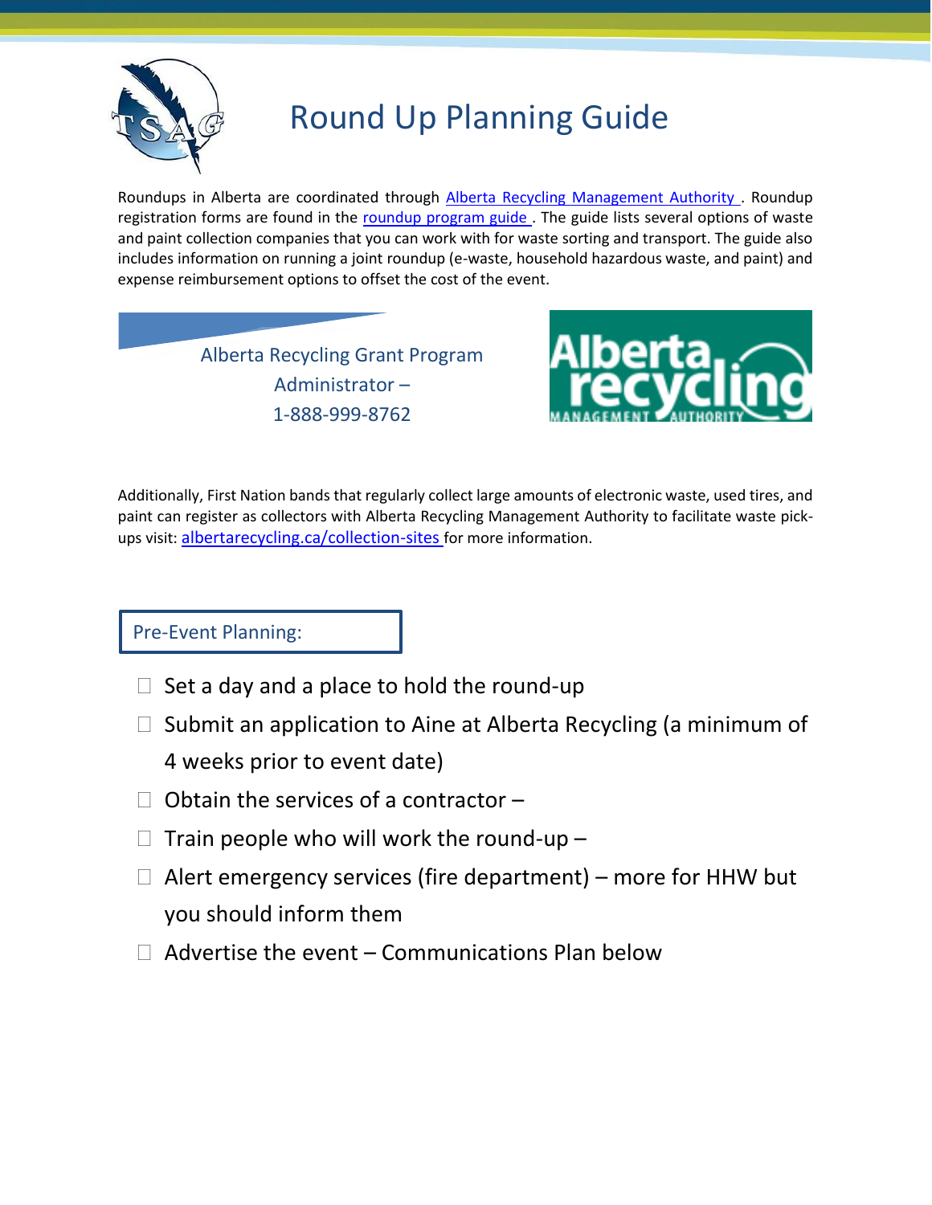# Round Up Planning Guide

Roundups in Alberta are coordinated through [Alberta Recycling Management Authority](). Roundup registration forms are found in the [roundup program guide](). The guide lists several options of waste and paint collection companies that you can work with for waste sorting and transport. The guide also includes information on running a joint roundup (e-waste, household hazardous waste, and paint) and expense reimbursement options to offset the cost of the event.

Alberta Recycling Grant Program Administrator – 1-888-999-8762

Additionally, First Nation bands that regularly collect large amounts of electronic waste, used tires, and paint can register as collectors with Alberta Recycling Management Authority to facilitate waste pick-ups visit: [albertarecycling.ca/collection-sites]() for more information.

## Pre-Event Planning:

- ☐ Set a day and a place to hold the round-up
- ☐ Submit an application to Aine at Alberta Recycling (a minimum of 4 weeks prior to event date)
- ☐ Obtain the services of a contractor –
- ☐ Train people who will work the round-up –
- ☐ Alert emergency services (fire department) – more for HHW but you should inform them
- ☐ Advertise the event – Communications Plan below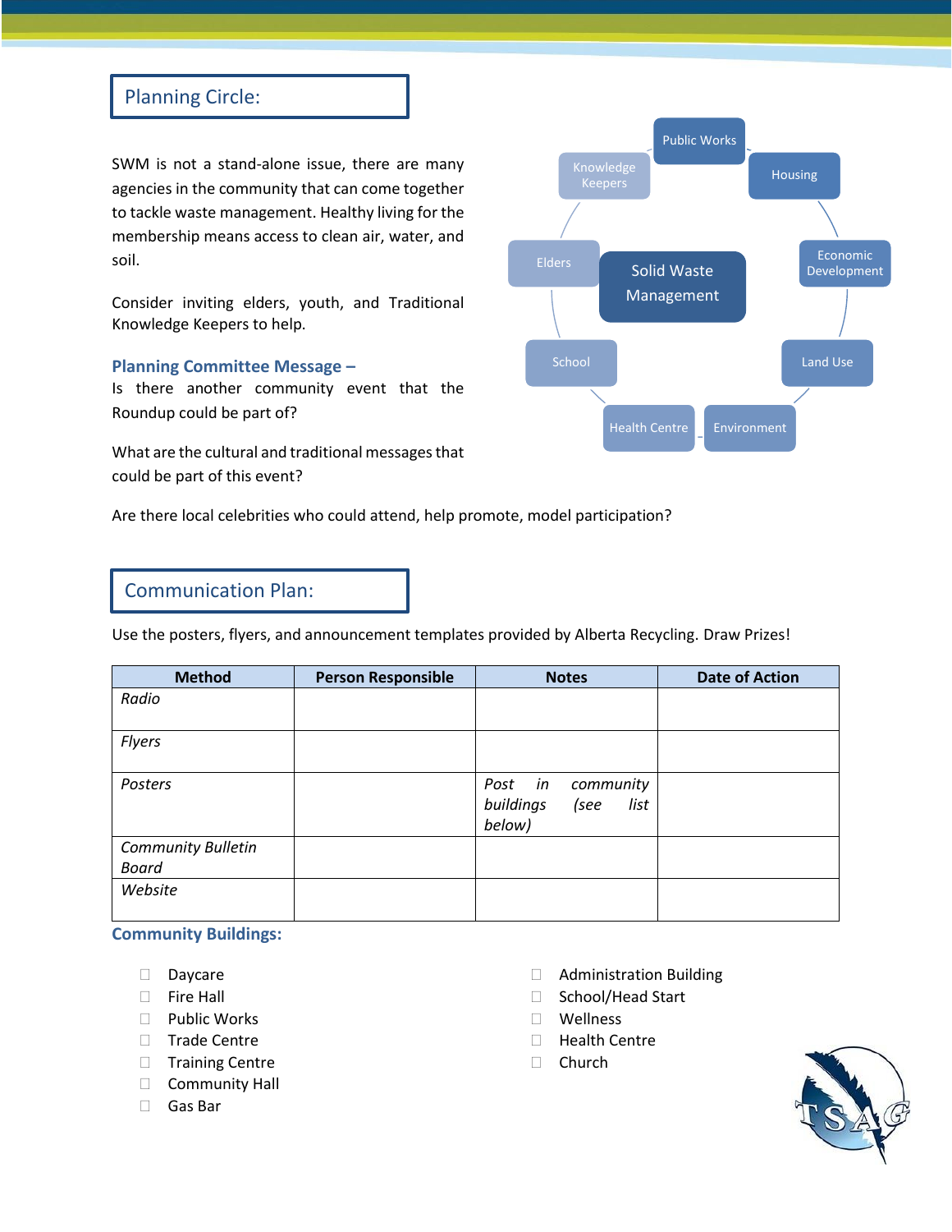## Planning Circle:

SWM is not a stand-alone issue, there are many agencies in the community that can come together to tackle waste management. Healthy living for the membership means access to clean air, water, and soil.

Consider inviting elders, youth, and Traditional Knowledge Keepers to help.

Public Works
Housing
Economic Development
Land Use
Environment
Health Centre
School
Elders
Knowledge Keepers
Solid Waste Management

### Planning Committee Message –

Is there another community event that the Roundup could be part of?

What are the cultural and traditional messages that could be part of this event?

Are there local celebrities who could attend, help promote, model participation?

## Communication Plan:

Use the posters, flyers, and announcement templates provided by Alberta Recycling. Draw Prizes!

| Method | Person Responsible | Notes | Date of Action |
|---|---|---|---|
| *Radio* | | | |
| *Flyers* | | | |
| *Posters* | | *Post in community buildings (see list below)* | |
| *Community Bulletin Board* | | | |
| *Website* | | | |

### Community Buildings:

- ☐ Daycare
- ☐ Fire Hall
- ☐ Public Works
- ☐ Trade Centre
- ☐ Training Centre
- ☐ Community Hall
- ☐ Gas Bar
- ☐ Administration Building
- ☐ School/Head Start
- ☐ Wellness
- ☐ Health Centre
- ☐ Church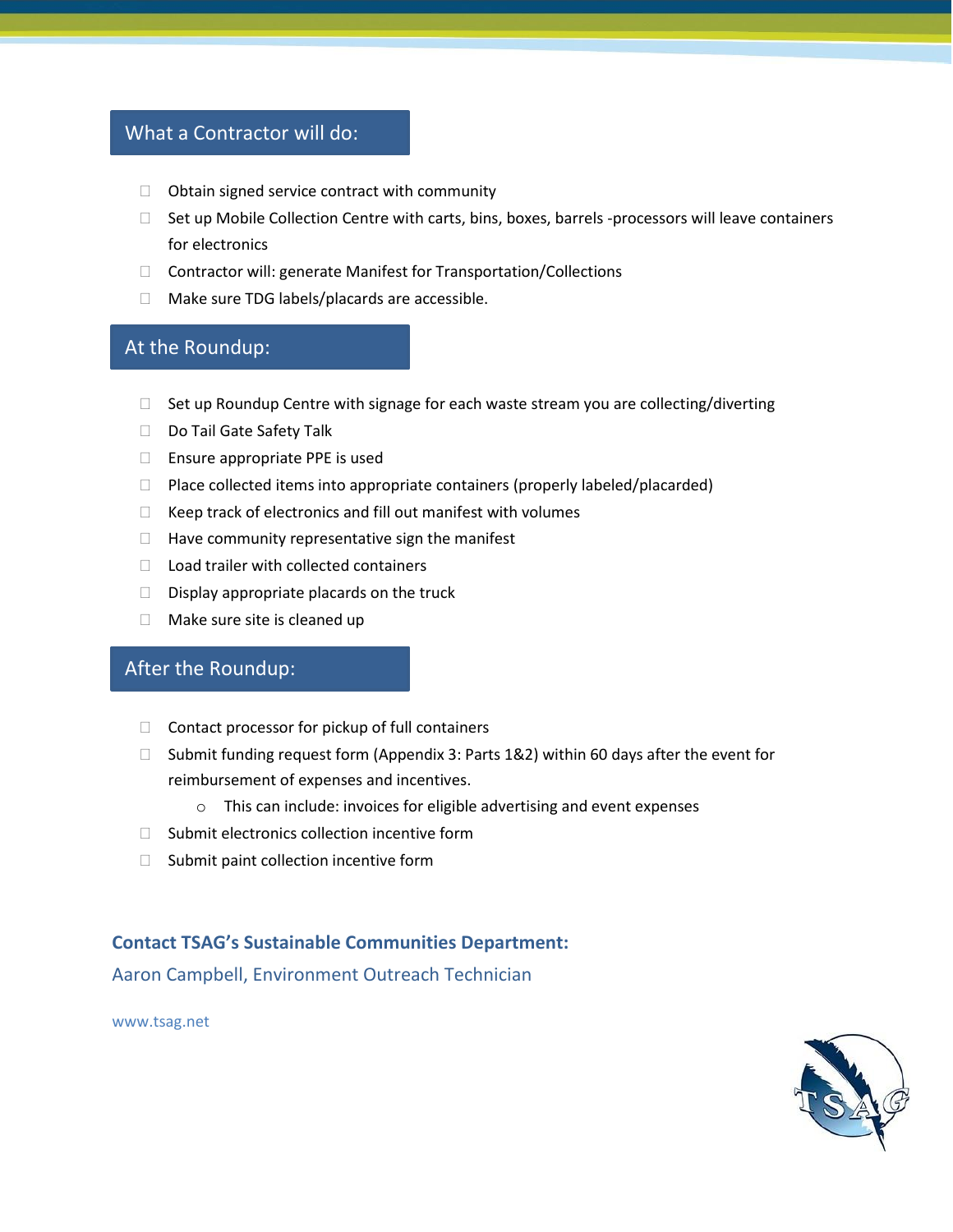## What a Contractor will do:

- Obtain signed service contract with community
- Set up Mobile Collection Centre with carts, bins, boxes, barrels -processors will leave containers for electronics
- Contractor will: generate Manifest for Transportation/Collections
- Make sure TDG labels/placards are accessible.

## At the Roundup:

- Set up Roundup Centre with signage for each waste stream you are collecting/diverting
- Do Tail Gate Safety Talk
- Ensure appropriate PPE is used
- Place collected items into appropriate containers (properly labeled/placarded)
- Keep track of electronics and fill out manifest with volumes
- Have community representative sign the manifest
- Load trailer with collected containers
- Display appropriate placards on the truck
- Make sure site is cleaned up

## After the Roundup:

- Contact processor for pickup of full containers
- Submit funding request form (Appendix 3: Parts 1&2) within 60 days after the event for reimbursement of expenses and incentives.
  - This can include: invoices for eligible advertising and event expenses
- Submit electronics collection incentive form
- Submit paint collection incentive form

**Contact TSAG's Sustainable Communities Department:**

Aaron Campbell, Environment Outreach Technician

www.tsag.net